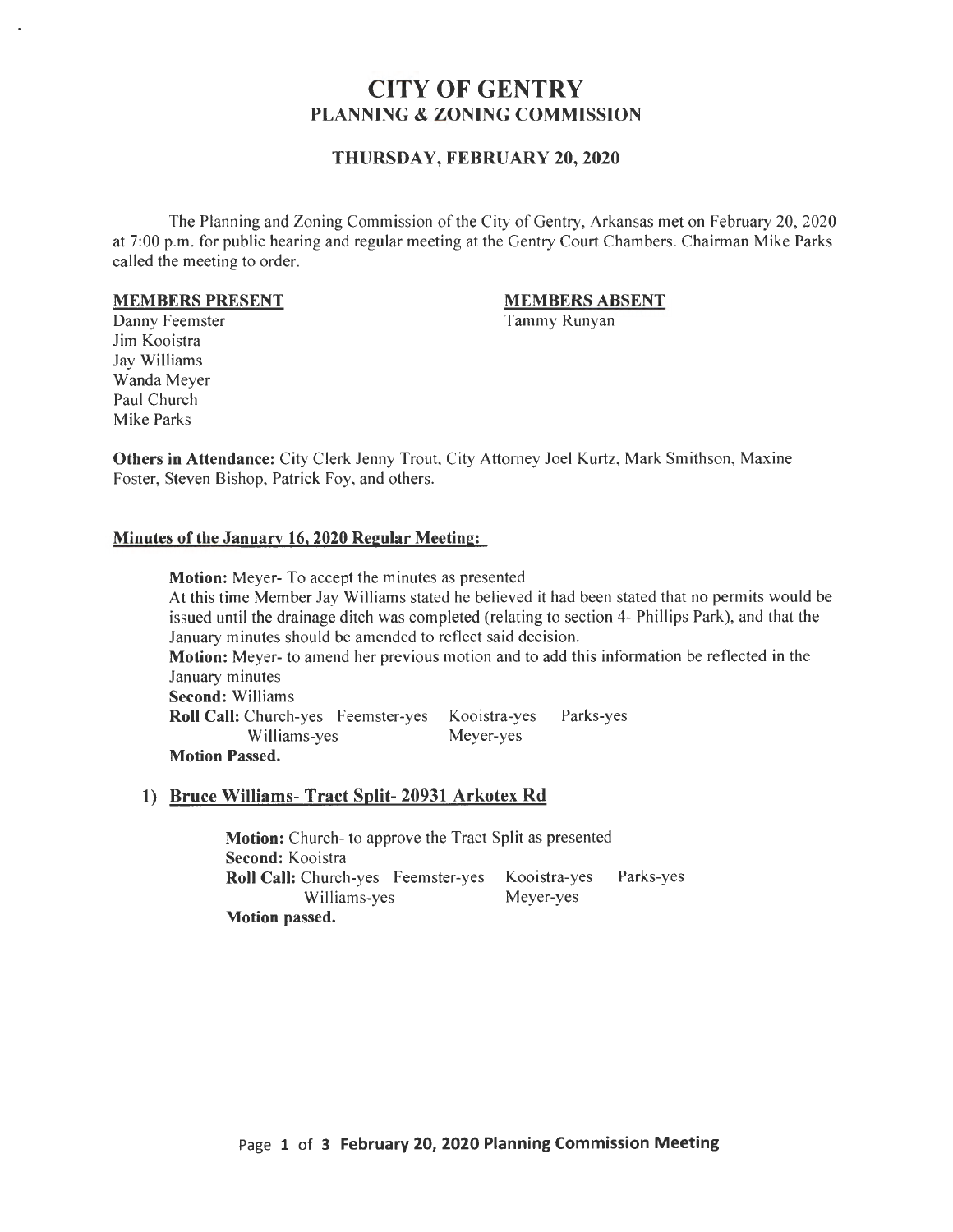# CITY OF GENTRY
## PLANNING & ZONING COMMISSION

### THURSDAY, FEBRUARY 20, 2020

The Planning and Zoning Commission of the City of Gentry, Arkansas met on February 20, 2020 at 7:00 p.m. for public hearing and regular meeting at the Gentry Court Chambers. Chairman Mike Parks called the meeting to order.

| **MEMBERS PRESENT** | **MEMBERS ABSENT** |
|---|---|
| Danny Feemster | Tammy Runyan |
| Jim Kooistra | |
| Jay Williams | |
| Wanda Meyer | |
| Paul Church | |
| Mike Parks | |

**Others in Attendance:** City Clerk Jenny Trout, City Attorney Joel Kurtz, Mark Smithson, Maxine Foster, Steven Bishop, Patrick Foy, and others.

**Minutes of the January 16, 2020 Regular Meeting:**

**Motion:** Meyer- To accept the minutes as presented
At this time Member Jay Williams stated he believed it had been stated that no permits would be issued until the drainage ditch was completed (relating to section 4- Phillips Park), and that the January minutes should be amended to reflect said decision.
**Motion:** Meyer- to amend her previous motion and to add this information be reflected in the January minutes
**Second:** Williams
**Roll Call:** Church-yes Feemster-yes Kooistra-yes Parks-yes Williams-yes Meyer-yes
**Motion Passed.**

1) **Bruce Williams- Tract Split- 20931 Arkotex Rd**

**Motion:** Church- to approve the Tract Split as presented
**Second:** Kooistra
**Roll Call:** Church-yes Feemster-yes Kooistra-yes Parks-yes Williams-yes Meyer-yes
**Motion passed.**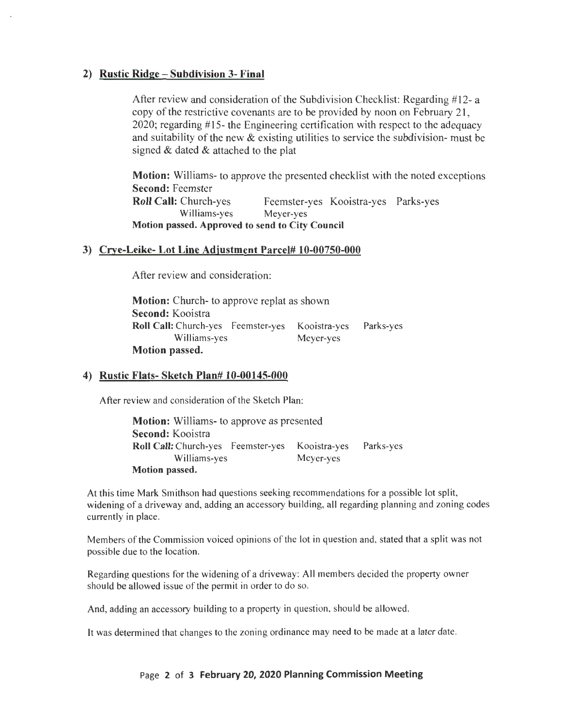## 2) Rustic Ridge – Subdivision 3- Final

After review and consideration of the Subdivision Checklist: Regarding #12- a copy of the restrictive covenants are to be provided by noon on February 21, 2020; regarding #15- the Engineering certification with respect to the adequacy and suitability of the new & existing utilities to service the subdivision- must be signed & dated & attached to the plat

**Motion:** Williams- to approve the presented checklist with the noted exceptions
**Second:** Feemster
**Roll Call:** Church-yes Feemster-yes Kooistra-yes Parks-yes Williams-yes Meyer-yes
**Motion passed. Approved to send to City Council**

## 3) Crye-Leike- Lot Line Adjustment Parcel# 10-00750-000

After review and consideration:

**Motion:** Church- to approve replat as shown
**Second:** Kooistra
**Roll Call:** Church-yes Feemster-yes Kooistra-yes Parks-yes Williams-yes Meyer-yes
**Motion passed.**

## 4) Rustic Flats- Sketch Plan# 10-00145-000

After review and consideration of the Sketch Plan:

**Motion:** Williams- to approve as presented
**Second:** Kooistra
**Roll Call:** Church-yes Feemster-yes Kooistra-yes Parks-yes Williams-yes Meyer-yes
**Motion passed.**

At this time Mark Smithson had questions seeking recommendations for a possible lot split, widening of a driveway and, adding an accessory building, all regarding planning and zoning codes currently in place.

Members of the Commission voiced opinions of the lot in question and, stated that a split was not possible due to the location.

Regarding questions for the widening of a driveway: All members decided the property owner should be allowed issue of the permit in order to do so.

And, adding an accessory building to a property in question, should be allowed.

It was determined that changes to the zoning ordinance may need to be made at a later date.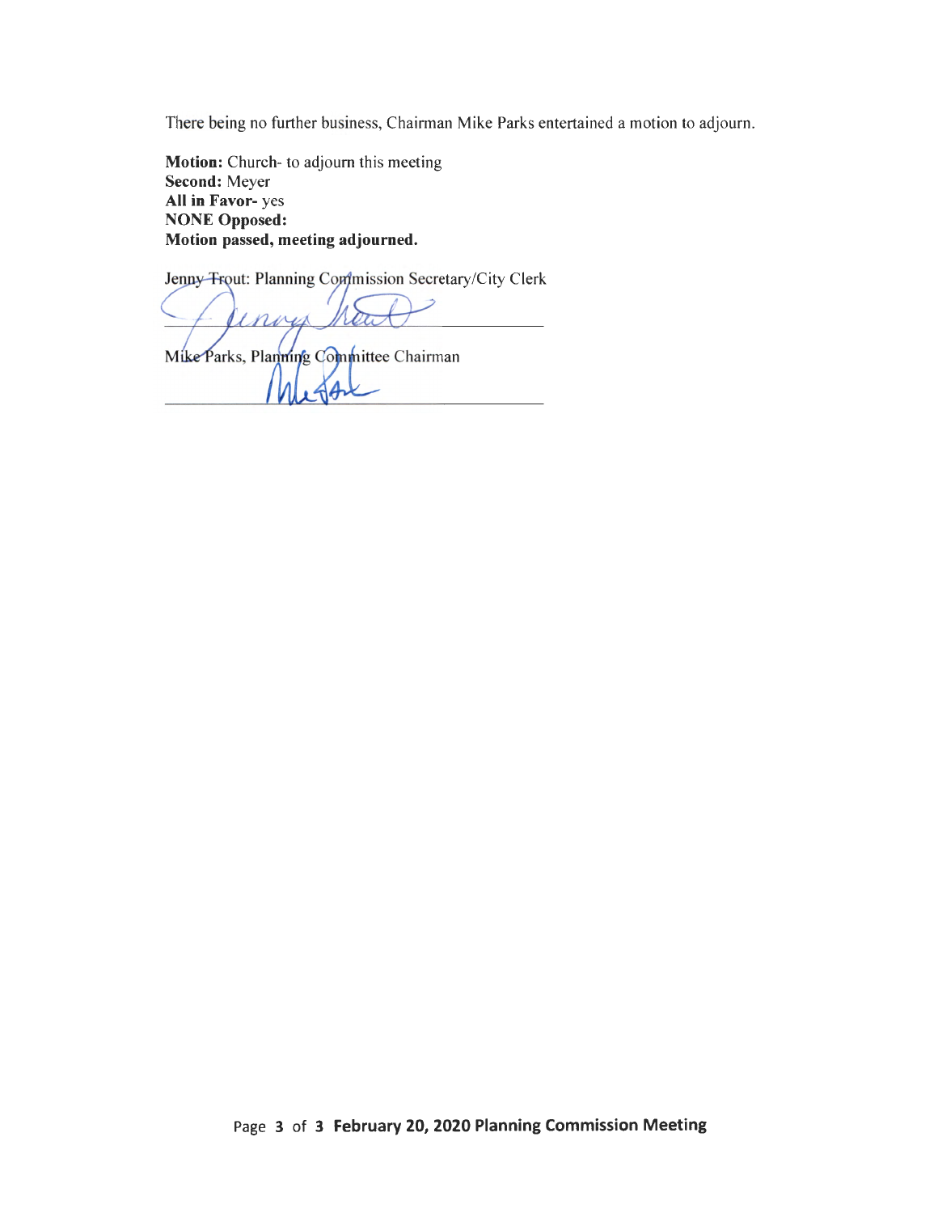There being no further business, Chairman Mike Parks entertained a motion to adjourn.

**Motion:** Church- to adjourn this meeting
**Second:** Meyer
**All in Favor-** yes
**NONE Opposed:**
**Motion passed, meeting adjourned.**

Jenny Trout: Planning Commission Secretary/City Clerk

\_\_\_\_\_\_\_\_\_\_\_\_\_\_\_\_\_\_\_\_\_\_\_\_\_\_\_\_\_\_\_\_\_\_\_\_\_\_\_\_

Mike Parks, Planning Committee Chairman

\_\_\_\_\_\_\_\_\_\_\_\_\_\_\_\_\_\_\_\_\_\_\_\_\_\_\_\_\_\_\_\_\_\_\_\_\_\_\_\_